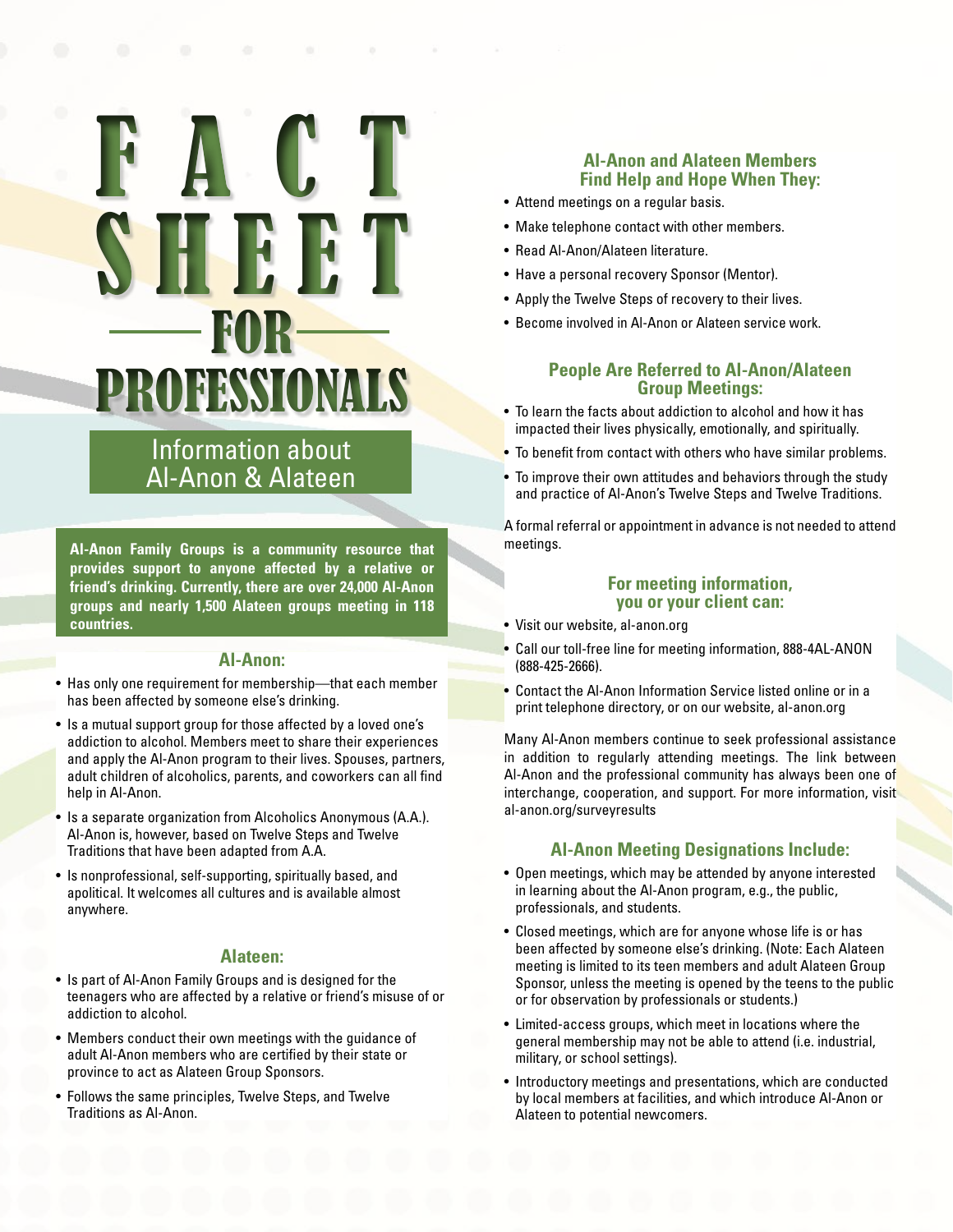# FACT SHEET FOR PROFESSIONALS

## Information about Al-Anon & Alateen

**Al-Anon Family Groups is a community resource that provides support to anyone affected by a relative or friend's drinking. Currently, there are over 24,000 Al-Anon groups and nearly 1,500 Alateen groups meeting in 118 countries.**

### Al-Anon:

- Has only one requirement for membership—that each member has been affected by someone else's drinking.
- Is a mutual support group for those affected by a loved one's addiction to alcohol. Members meet to share their experiences and apply the Al-Anon program to their lives. Spouses, partners, adult children of alcoholics, parents, and coworkers can all find help in Al-Anon.
- Is a separate organization from Alcoholics Anonymous (A.A.). Al-Anon is, however, based on Twelve Steps and Twelve Traditions that have been adapted from A.A.
- Is nonprofessional, self-supporting, spiritually based, and apolitical. It welcomes all cultures and is available almost anywhere.

### Alateen:

- Is part of Al-Anon Family Groups and is designed for the teenagers who are affected by a relative or friend's misuse of or addiction to alcohol.
- Members conduct their own meetings with the guidance of adult Al-Anon members who are certified by their state or province to act as Alateen Group Sponsors.
- Follows the same principles, Twelve Steps, and Twelve Traditions as Al-Anon.

### Al-Anon and Alateen Members Find Help and Hope When They:

- Attend meetings on a regular basis.
- Make telephone contact with other members.
- Read Al-Anon/Alateen literature.
- Have a personal recovery Sponsor (Mentor).
- Apply the Twelve Steps of recovery to their lives.
- Become involved in Al-Anon or Alateen service work.

### People Are Referred to Al-Anon/Alateen Group Meetings:

- To learn the facts about addiction to alcohol and how it has impacted their lives physically, emotionally, and spiritually.
- To benefit from contact with others who have similar problems.
- To improve their own attitudes and behaviors through the study and practice of Al-Anon's Twelve Steps and Twelve Traditions.

A formal referral or appointment in advance is not needed to attend meetings.

### For meeting information, you or your client can:

- Visit our website, al-anon.org
- Call our toll-free line for meeting information, 888-4AL-ANON (888-425-2666).
- Contact the Al-Anon Information Service listed online or in a print telephone directory, or on our website, al-anon.org

Many Al-Anon members continue to seek professional assistance in addition to regularly attending meetings. The link between Al-Anon and the professional community has always been one of interchange, cooperation, and support. For more information, visit al-anon.org/surveyresults

### Al-Anon Meeting Designations Include:

- Open meetings, which may be attended by anyone interested in learning about the Al-Anon program, e.g., the public, professionals, and students.
- Closed meetings, which are for anyone whose life is or has been affected by someone else's drinking. (Note: Each Alateen meeting is limited to its teen members and adult Alateen Group Sponsor, unless the meeting is opened by the teens to the public or for observation by professionals or students.)
- Limited-access groups, which meet in locations where the general membership may not be able to attend (i.e. industrial, military, or school settings).
- Introductory meetings and presentations, which are conducted by local members at facilities, and which introduce Al-Anon or Alateen to potential newcomers.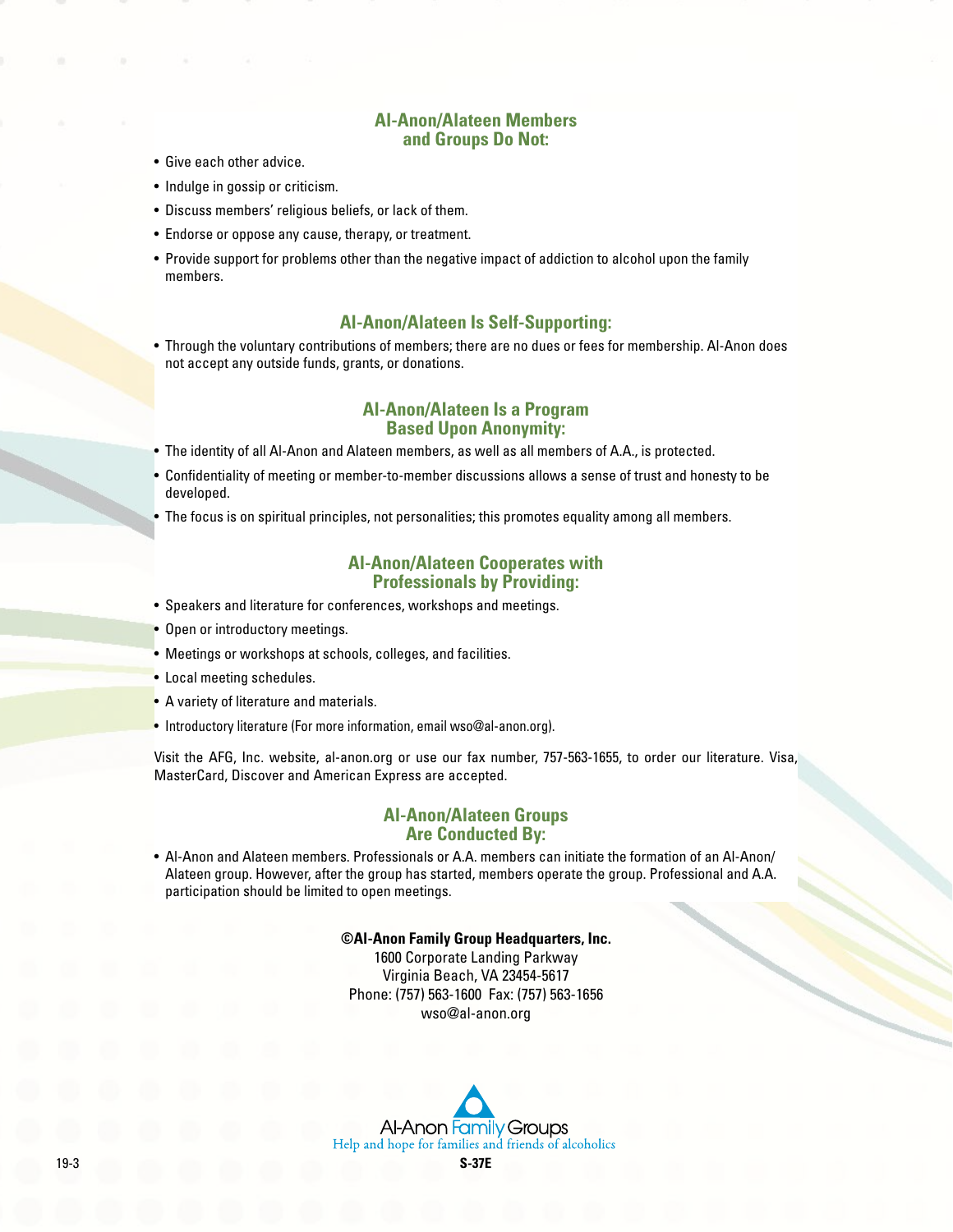## Al-Anon/Alateen Members and Groups Do Not:

- Give each other advice.
- Indulge in gossip or criticism.
- Discuss members' religious beliefs, or lack of them.
- Endorse or oppose any cause, therapy, or treatment.
- Provide support for problems other than the negative impact of addiction to alcohol upon the family members.

## Al-Anon/Alateen Is Self-Supporting:

- Through the voluntary contributions of members; there are no dues or fees for membership. Al-Anon does not accept any outside funds, grants, or donations.

## Al-Anon/Alateen Is a Program Based Upon Anonymity:

- The identity of all Al-Anon and Alateen members, as well as all members of A.A., is protected.
- Confidentiality of meeting or member-to-member discussions allows a sense of trust and honesty to be developed.
- The focus is on spiritual principles, not personalities; this promotes equality among all members.

## Al-Anon/Alateen Cooperates with Professionals by Providing:

- Speakers and literature for conferences, workshops and meetings.
- Open or introductory meetings.
- Meetings or workshops at schools, colleges, and facilities.
- Local meeting schedules.
- A variety of literature and materials.
- Introductory literature (For more information, email wso@al-anon.org).

Visit the AFG, Inc. website, al-anon.org or use our fax number, 757-563-1655, to order our literature. Visa, MasterCard, Discover and American Express are accepted.

## Al-Anon/Alateen Groups Are Conducted By:

- Al-Anon and Alateen members. Professionals or A.A. members can initiate the formation of an Al-Anon/Alateen group. However, after the group has started, members operate the group. Professional and A.A. participation should be limited to open meetings.

**©Al-Anon Family Group Headquarters, Inc.**
1600 Corporate Landing Parkway
Virginia Beach, VA 23454-5617
Phone: (757) 563-1600 Fax: (757) 563-1656
wso@al-anon.org

Al-Anon Family Groups
Help and hope for families and friends of alcoholics

19-3

S-37E